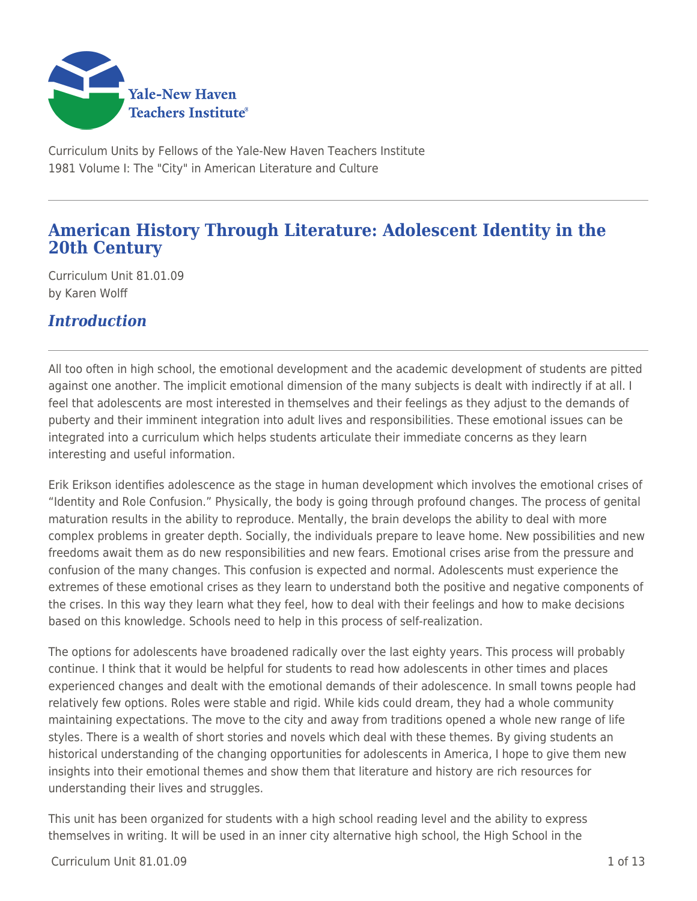Yale-New Haven Teachers Institute

Curriculum Units by Fellows of the Yale-New Haven Teachers Institute
1981 Volume I: The "City" in American Literature and Culture

# American History Through Literature: Adolescent Identity in the 20th Century

Curriculum Unit 81.01.09
by Karen Wolff

## *Introduction*

All too often in high school, the emotional development and the academic development of students are pitted against one another. The implicit emotional dimension of the many subjects is dealt with indirectly if at all. I feel that adolescents are most interested in themselves and their feelings as they adjust to the demands of puberty and their imminent integration into adult lives and responsibilities. These emotional issues can be integrated into a curriculum which helps students articulate their immediate concerns as they learn interesting and useful information.

Erik Erikson identifies adolescence as the stage in human development which involves the emotional crises of "Identity and Role Confusion." Physically, the body is going through profound changes. The process of genital maturation results in the ability to reproduce. Mentally, the brain develops the ability to deal with more complex problems in greater depth. Socially, the individuals prepare to leave home. New possibilities and new freedoms await them as do new responsibilities and new fears. Emotional crises arise from the pressure and confusion of the many changes. This confusion is expected and normal. Adolescents must experience the extremes of these emotional crises as they learn to understand both the positive and negative components of the crises. In this way they learn what they feel, how to deal with their feelings and how to make decisions based on this knowledge. Schools need to help in this process of self-realization.

The options for adolescents have broadened radically over the last eighty years. This process will probably continue. I think that it would be helpful for students to read how adolescents in other times and places experienced changes and dealt with the emotional demands of their adolescence. In small towns people had relatively few options. Roles were stable and rigid. While kids could dream, they had a whole community maintaining expectations. The move to the city and away from traditions opened a whole new range of life styles. There is a wealth of short stories and novels which deal with these themes. By giving students an historical understanding of the changing opportunities for adolescents in America, I hope to give them new insights into their emotional themes and show them that literature and history are rich resources for understanding their lives and struggles.

This unit has been organized for students with a high school reading level and the ability to express themselves in writing. It will be used in an inner city alternative high school, the High School in the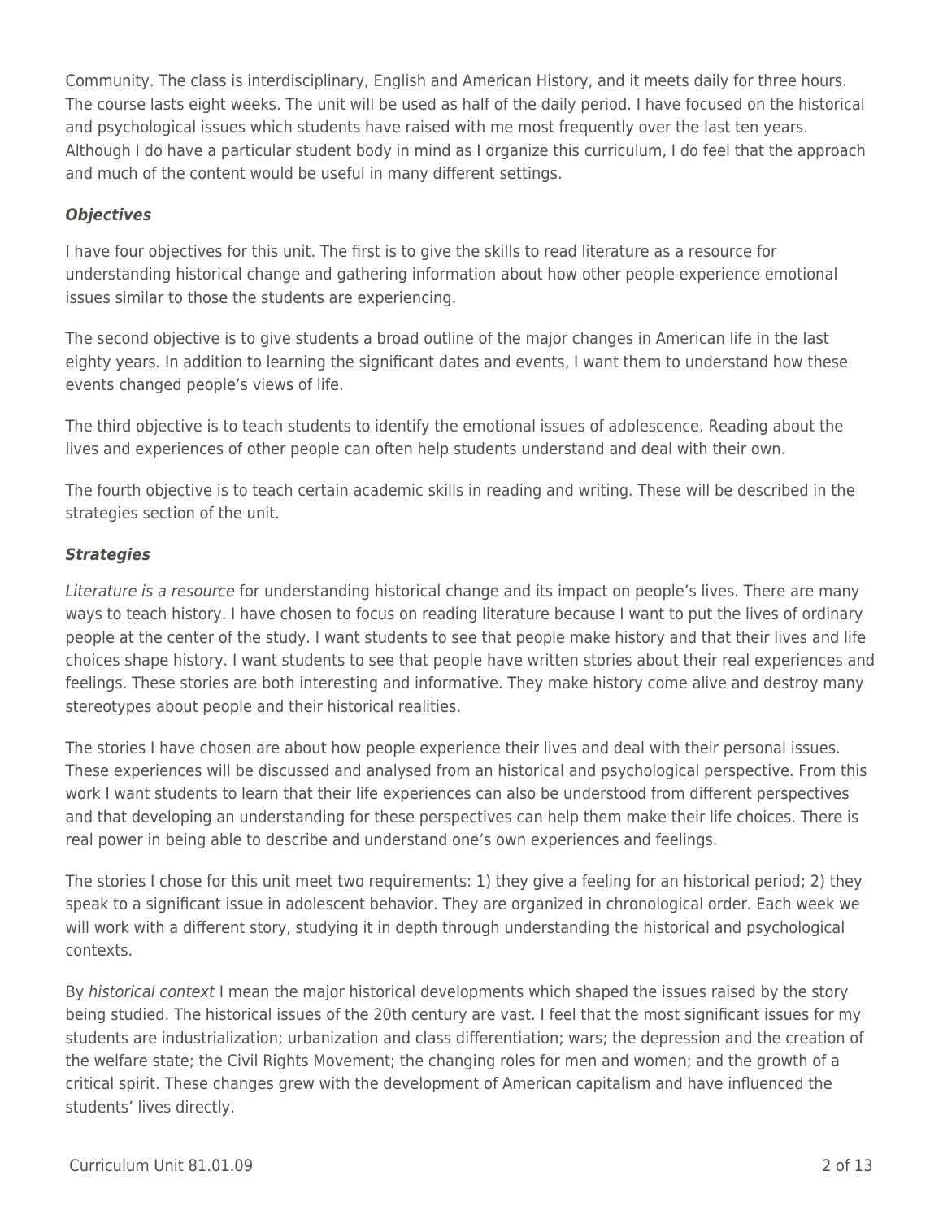Community. The class is interdisciplinary, English and American History, and it meets daily for three hours. The course lasts eight weeks. The unit will be used as half of the daily period. I have focused on the historical and psychological issues which students have raised with me most frequently over the last ten years. Although I do have a particular student body in mind as I organize this curriculum, I do feel that the approach and much of the content would be useful in many different settings.

***Objectives***

I have four objectives for this unit. The first is to give the skills to read literature as a resource for understanding historical change and gathering information about how other people experience emotional issues similar to those the students are experiencing.

The second objective is to give students a broad outline of the major changes in American life in the last eighty years. In addition to learning the significant dates and events, I want them to understand how these events changed people's views of life.

The third objective is to teach students to identify the emotional issues of adolescence. Reading about the lives and experiences of other people can often help students understand and deal with their own.

The fourth objective is to teach certain academic skills in reading and writing. These will be described in the strategies section of the unit.

***Strategies***

*Literature is a resource* for understanding historical change and its impact on people's lives. There are many ways to teach history. I have chosen to focus on reading literature because I want to put the lives of ordinary people at the center of the study. I want students to see that people make history and that their lives and life choices shape history. I want students to see that people have written stories about their real experiences and feelings. These stories are both interesting and informative. They make history come alive and destroy many stereotypes about people and their historical realities.

The stories I have chosen are about how people experience their lives and deal with their personal issues. These experiences will be discussed and analysed from an historical and psychological perspective. From this work I want students to learn that their life experiences can also be understood from different perspectives and that developing an understanding for these perspectives can help them make their life choices. There is real power in being able to describe and understand one's own experiences and feelings.

The stories I chose for this unit meet two requirements: 1) they give a feeling for an historical period; 2) they speak to a significant issue in adolescent behavior. They are organized in chronological order. Each week we will work with a different story, studying it in depth through understanding the historical and psychological contexts.

By *historical context* I mean the major historical developments which shaped the issues raised by the story being studied. The historical issues of the 20th century are vast. I feel that the most significant issues for my students are industrialization; urbanization and class differentiation; wars; the depression and the creation of the welfare state; the Civil Rights Movement; the changing roles for men and women; and the growth of a critical spirit. These changes grew with the development of American capitalism and have influenced the students' lives directly.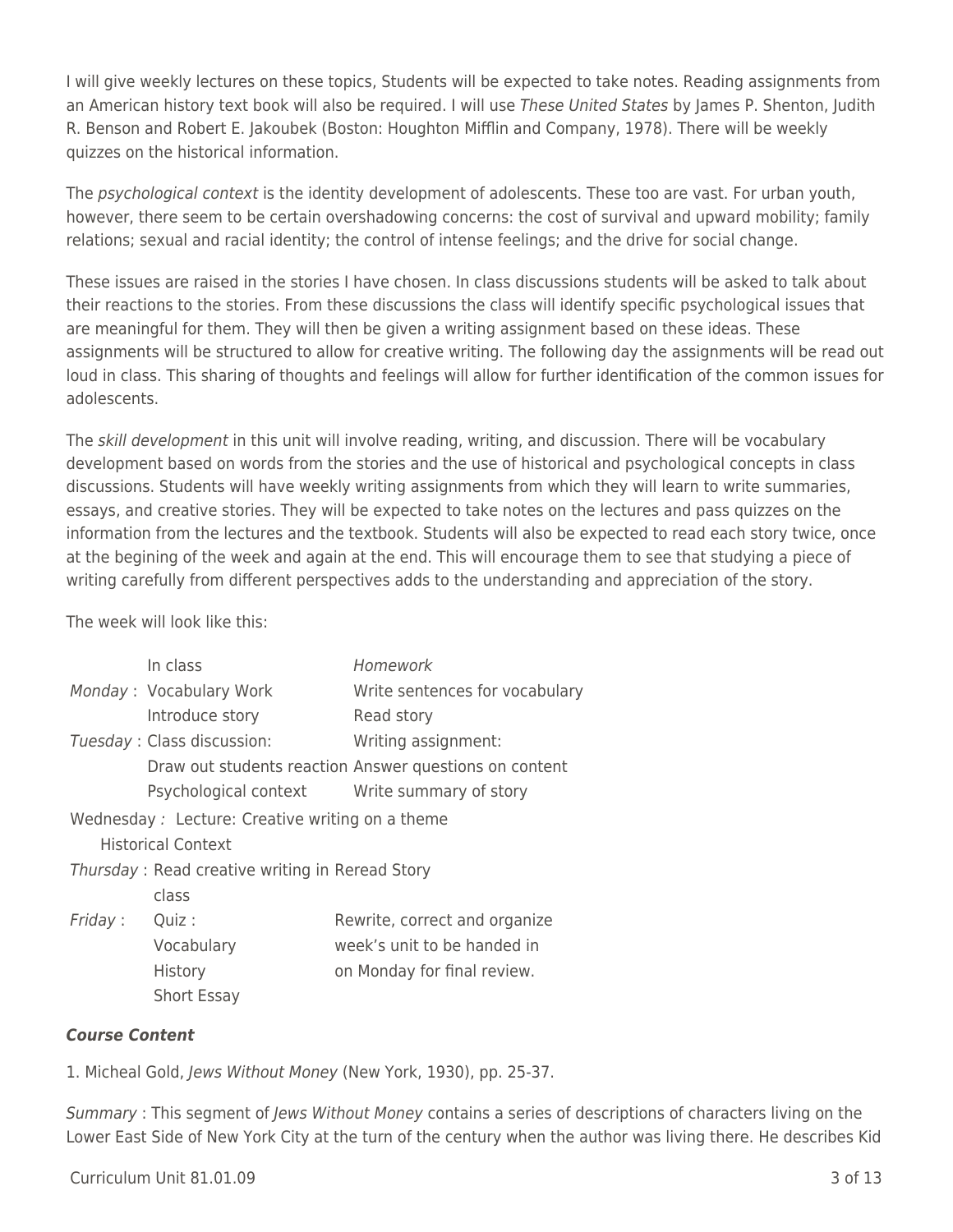I will give weekly lectures on these topics, Students will be expected to take notes. Reading assignments from an American history text book will also be required. I will use *These United States* by James P. Shenton, Judith R. Benson and Robert E. Jakoubek (Boston: Houghton Mifflin and Company, 1978). There will be weekly quizzes on the historical information.

The *psychological context* is the identity development of adolescents. These too are vast. For urban youth, however, there seem to be certain overshadowing concerns: the cost of survival and upward mobility; family relations; sexual and racial identity; the control of intense feelings; and the drive for social change.

These issues are raised in the stories I have chosen. In class discussions students will be asked to talk about their reactions to the stories. From these discussions the class will identify specific psychological issues that are meaningful for them. They will then be given a writing assignment based on these ideas. These assignments will be structured to allow for creative writing. The following day the assignments will be read out loud in class. This sharing of thoughts and feelings will allow for further identification of the common issues for adolescents.

The *skill development* in this unit will involve reading, writing, and discussion. There will be vocabulary development based on words from the stories and the use of historical and psychological concepts in class discussions. Students will have weekly writing assignments from which they will learn to write summaries, essays, and creative stories. They will be expected to take notes on the lectures and pass quizzes on the information from the lectures and the textbook. Students will also be expected to read each story twice, once at the begining of the week and again at the end. This will encourage them to see that studying a piece of writing carefully from different perspectives adds to the understanding and appreciation of the story.

The week will look like this:

| | In class | *Homework* |
|---|---|---|
| *Monday* : | Vocabulary Work | Write sentences for vocabulary |
| | Introduce story | Read story |
| *Tuesday* : | Class discussion: | Writing assignment: |
| | Draw out students reaction | Answer questions on content |
| | Psychological context | Write summary of story |
| Wednesday *:* | Lecture: | Creative writing on a theme |
| | Historical Context | |
| *Thursday* : | Read creative writing in class | Reread Story |
| *Friday* : | Quiz : | Rewrite, correct and organize |
| | Vocabulary | week's unit to be handed in |
| | History | on Monday for final review. |
| | Short Essay | |

***Course Content***

1. Micheal Gold, *Jews Without Money* (New York, 1930), pp. 25-37.

*Summary* : This segment of *Jews Without Money* contains a series of descriptions of characters living on the Lower East Side of New York City at the turn of the century when the author was living there. He describes Kid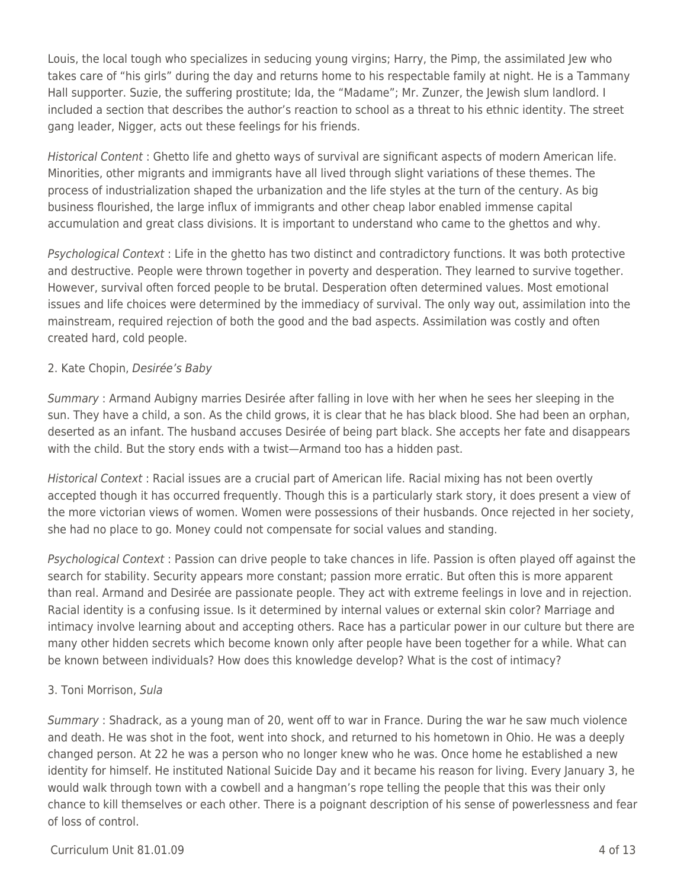Louis, the local tough who specializes in seducing young virgins; Harry, the Pimp, the assimilated Jew who takes care of "his girls" during the day and returns home to his respectable family at night. He is a Tammany Hall supporter. Suzie, the suffering prostitute; Ida, the "Madame"; Mr. Zunzer, the Jewish slum landlord. I included a section that describes the author's reaction to school as a threat to his ethnic identity. The street gang leader, Nigger, acts out these feelings for his friends.

*Historical Content* : Ghetto life and ghetto ways of survival are significant aspects of modern American life. Minorities, other migrants and immigrants have all lived through slight variations of these themes. The process of industrialization shaped the urbanization and the life styles at the turn of the century. As big business flourished, the large influx of immigrants and other cheap labor enabled immense capital accumulation and great class divisions. It is important to understand who came to the ghettos and why.

*Psychological Context* : Life in the ghetto has two distinct and contradictory functions. It was both protective and destructive. People were thrown together in poverty and desperation. They learned to survive together. However, survival often forced people to be brutal. Desperation often determined values. Most emotional issues and life choices were determined by the immediacy of survival. The only way out, assimilation into the mainstream, required rejection of both the good and the bad aspects. Assimilation was costly and often created hard, cold people.

2. Kate Chopin, *Desirée's Baby*

*Summary* : Armand Aubigny marries Desirée after falling in love with her when he sees her sleeping in the sun. They have a child, a son. As the child grows, it is clear that he has black blood. She had been an orphan, deserted as an infant. The husband accuses Desirée of being part black. She accepts her fate and disappears with the child. But the story ends with a twist—Armand too has a hidden past.

*Historical Context* : Racial issues are a crucial part of American life. Racial mixing has not been overtly accepted though it has occurred frequently. Though this is a particularly stark story, it does present a view of the more victorian views of women. Women were possessions of their husbands. Once rejected in her society, she had no place to go. Money could not compensate for social values and standing.

*Psychological Context* : Passion can drive people to take chances in life. Passion is often played off against the search for stability. Security appears more constant; passion more erratic. But often this is more apparent than real. Armand and Desirée are passionate people. They act with extreme feelings in love and in rejection. Racial identity is a confusing issue. Is it determined by internal values or external skin color? Marriage and intimacy involve learning about and accepting others. Race has a particular power in our culture but there are many other hidden secrets which become known only after people have been together for a while. What can be known between individuals? How does this knowledge develop? What is the cost of intimacy?

3. Toni Morrison, *Sula*

*Summary* : Shadrack, as a young man of 20, went off to war in France. During the war he saw much violence and death. He was shot in the foot, went into shock, and returned to his hometown in Ohio. He was a deeply changed person. At 22 he was a person who no longer knew who he was. Once home he established a new identity for himself. He instituted National Suicide Day and it became his reason for living. Every January 3, he would walk through town with a cowbell and a hangman's rope telling the people that this was their only chance to kill themselves or each other. There is a poignant description of his sense of powerlessness and fear of loss of control.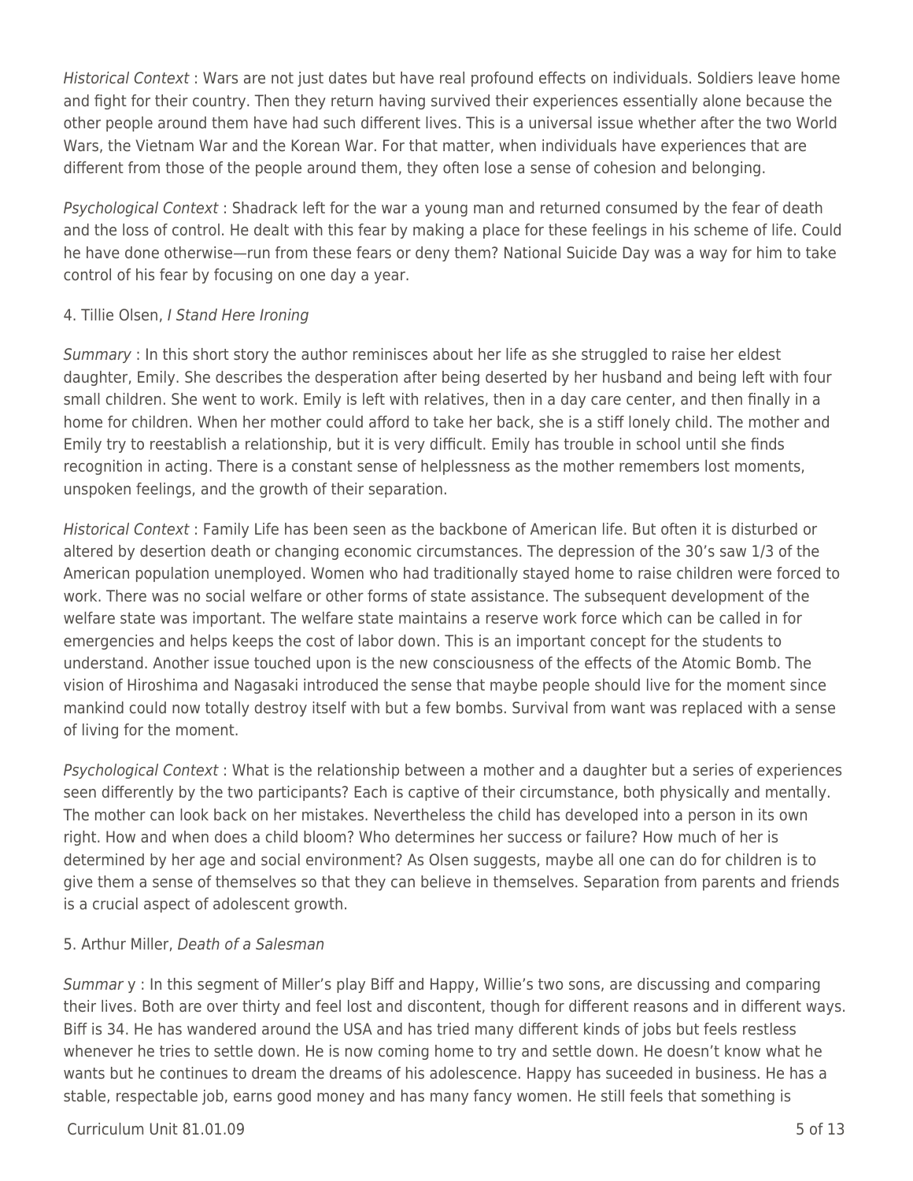*Historical Context* : Wars are not just dates but have real profound effects on individuals. Soldiers leave home and fight for their country. Then they return having survived their experiences essentially alone because the other people around them have had such different lives. This is a universal issue whether after the two World Wars, the Vietnam War and the Korean War. For that matter, when individuals have experiences that are different from those of the people around them, they often lose a sense of cohesion and belonging.

*Psychological Context* : Shadrack left for the war a young man and returned consumed by the fear of death and the loss of control. He dealt with this fear by making a place for these feelings in his scheme of life. Could he have done otherwise—run from these fears or deny them? National Suicide Day was a way for him to take control of his fear by focusing on one day a year.

4. Tillie Olsen, *I Stand Here Ironing*

*Summary* : In this short story the author reminisces about her life as she struggled to raise her eldest daughter, Emily. She describes the desperation after being deserted by her husband and being left with four small children. She went to work. Emily is left with relatives, then in a day care center, and then finally in a home for children. When her mother could afford to take her back, she is a stiff lonely child. The mother and Emily try to reestablish a relationship, but it is very difficult. Emily has trouble in school until she finds recognition in acting. There is a constant sense of helplessness as the mother remembers lost moments, unspoken feelings, and the growth of their separation.

*Historical Context* : Family Life has been seen as the backbone of American life. But often it is disturbed or altered by desertion death or changing economic circumstances. The depression of the 30's saw 1/3 of the American population unemployed. Women who had traditionally stayed home to raise children were forced to work. There was no social welfare or other forms of state assistance. The subsequent development of the welfare state was important. The welfare state maintains a reserve work force which can be called in for emergencies and helps keeps the cost of labor down. This is an important concept for the students to understand. Another issue touched upon is the new consciousness of the effects of the Atomic Bomb. The vision of Hiroshima and Nagasaki introduced the sense that maybe people should live for the moment since mankind could now totally destroy itself with but a few bombs. Survival from want was replaced with a sense of living for the moment.

*Psychological Context* : What is the relationship between a mother and a daughter but a series of experiences seen differently by the two participants? Each is captive of their circumstance, both physically and mentally. The mother can look back on her mistakes. Nevertheless the child has developed into a person in its own right. How and when does a child bloom? Who determines her success or failure? How much of her is determined by her age and social environment? As Olsen suggests, maybe all one can do for children is to give them a sense of themselves so that they can believe in themselves. Separation from parents and friends is a crucial aspect of adolescent growth.

5. Arthur Miller, *Death of a Salesman*

*Summar* y : In this segment of Miller's play Biff and Happy, Willie's two sons, are discussing and comparing their lives. Both are over thirty and feel lost and discontent, though for different reasons and in different ways. Biff is 34. He has wandered around the USA and has tried many different kinds of jobs but feels restless whenever he tries to settle down. He is now coming home to try and settle down. He doesn't know what he wants but he continues to dream the dreams of his adolescence. Happy has suceeded in business. He has a stable, respectable job, earns good money and has many fancy women. He still feels that something is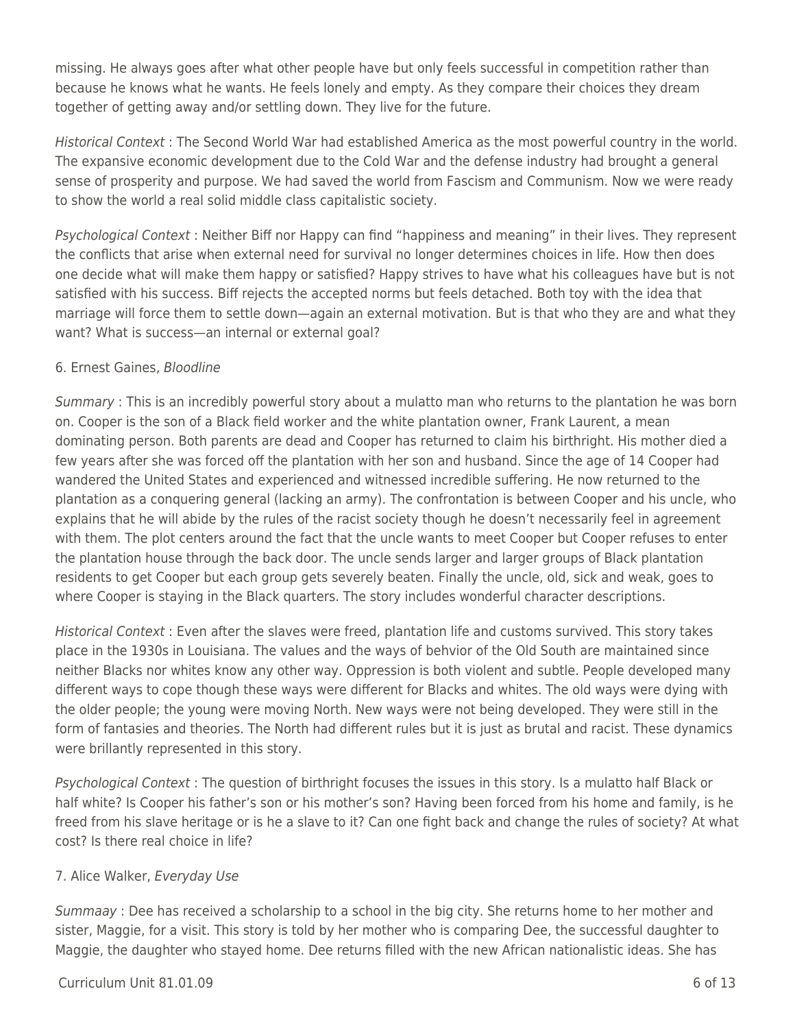missing. He always goes after what other people have but only feels successful in competition rather than because he knows what he wants. He feels lonely and empty. As they compare their choices they dream together of getting away and/or settling down. They live for the future.

*Historical Context* : The Second World War had established America as the most powerful country in the world. The expansive economic development due to the Cold War and the defense industry had brought a general sense of prosperity and purpose. We had saved the world from Fascism and Communism. Now we were ready to show the world a real solid middle class capitalistic society.

*Psychological Context* : Neither Biff nor Happy can find "happiness and meaning" in their lives. They represent the conflicts that arise when external need for survival no longer determines choices in life. How then does one decide what will make them happy or satisfied? Happy strives to have what his colleagues have but is not satisfied with his success. Biff rejects the accepted norms but feels detached. Both toy with the idea that marriage will force them to settle down—again an external motivation. But is that who they are and what they want? What is success—an internal or external goal?

6. Ernest Gaines, *Bloodline*

*Summary* : This is an incredibly powerful story about a mulatto man who returns to the plantation he was born on. Cooper is the son of a Black field worker and the white plantation owner, Frank Laurent, a mean dominating person. Both parents are dead and Cooper has returned to claim his birthright. His mother died a few years after she was forced off the plantation with her son and husband. Since the age of 14 Cooper had wandered the United States and experienced and witnessed incredible suffering. He now returned to the plantation as a conquering general (lacking an army). The confrontation is between Cooper and his uncle, who explains that he will abide by the rules of the racist society though he doesn't necessarily feel in agreement with them. The plot centers around the fact that the uncle wants to meet Cooper but Cooper refuses to enter the plantation house through the back door. The uncle sends larger and larger groups of Black plantation residents to get Cooper but each group gets severely beaten. Finally the uncle, old, sick and weak, goes to where Cooper is staying in the Black quarters. The story includes wonderful character descriptions.

*Historical Context* : Even after the slaves were freed, plantation life and customs survived. This story takes place in the 1930s in Louisiana. The values and the ways of behvior of the Old South are maintained since neither Blacks nor whites know any other way. Oppression is both violent and subtle. People developed many different ways to cope though these ways were different for Blacks and whites. The old ways were dying with the older people; the young were moving North. New ways were not being developed. They were still in the form of fantasies and theories. The North had different rules but it is just as brutal and racist. These dynamics were brillantly represented in this story.

*Psychological Context* : The question of birthright focuses the issues in this story. Is a mulatto half Black or half white? Is Cooper his father's son or his mother's son? Having been forced from his home and family, is he freed from his slave heritage or is he a slave to it? Can one fight back and change the rules of society? At what cost? Is there real choice in life?

7. Alice Walker, *Everyday Use*

*Summaay* : Dee has received a scholarship to a school in the big city. She returns home to her mother and sister, Maggie, for a visit. This story is told by her mother who is comparing Dee, the successful daughter to Maggie, the daughter who stayed home. Dee returns filled with the new African nationalistic ideas. She has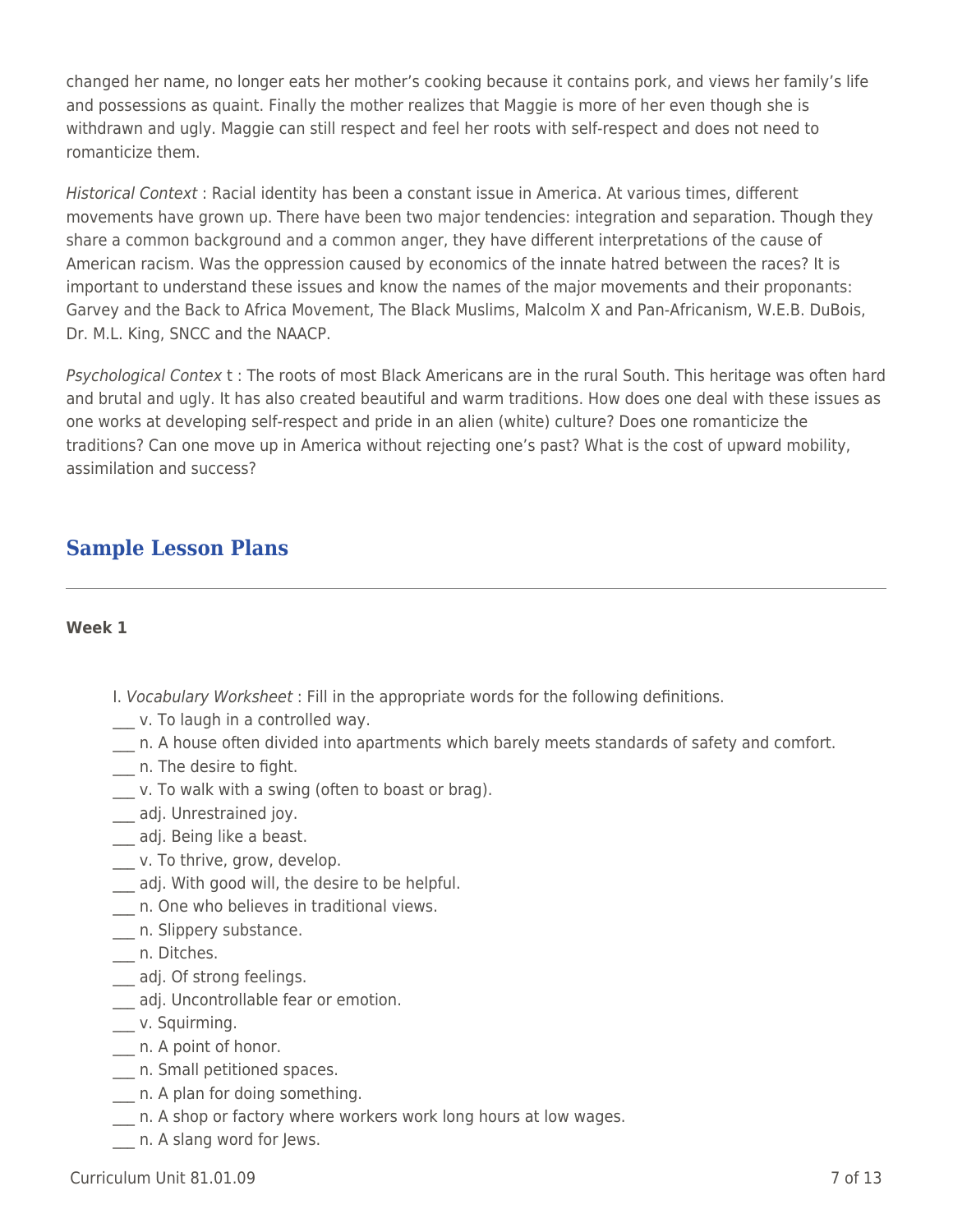changed her name, no longer eats her mother's cooking because it contains pork, and views her family's life and possessions as quaint. Finally the mother realizes that Maggie is more of her even though she is withdrawn and ugly. Maggie can still respect and feel her roots with self-respect and does not need to romanticize them.

*Historical Context* : Racial identity has been a constant issue in America. At various times, different movements have grown up. There have been two major tendencies: integration and separation. Though they share a common background and a common anger, they have different interpretations of the cause of American racism. Was the oppression caused by economics of the innate hatred between the races? It is important to understand these issues and know the names of the major movements and their proponants: Garvey and the Back to Africa Movement, The Black Muslims, Malcolm X and Pan-Africanism, W.E.B. DuBois, Dr. M.L. King, SNCC and the NAACP.

*Psychological Contex* t : The roots of most Black Americans are in the rural South. This heritage was often hard and brutal and ugly. It has also created beautiful and warm traditions. How does one deal with these issues as one works at developing self-respect and pride in an alien (white) culture? Does one romanticize the traditions? Can one move up in America without rejecting one's past? What is the cost of upward mobility, assimilation and success?

## Sample Lesson Plans

**Week 1**

I. *Vocabulary Worksheet* : Fill in the appropriate words for the following definitions.

___ v. To laugh in a controlled way.
___ n. A house often divided into apartments which barely meets standards of safety and comfort.
___ n. The desire to fight.
___ v. To walk with a swing (often to boast or brag).
___ adj. Unrestrained joy.
___ adj. Being like a beast.
___ v. To thrive, grow, develop.
___ adj. With good will, the desire to be helpful.
___ n. One who believes in traditional views.
___ n. Slippery substance.
___ n. Ditches.
___ adj. Of strong feelings.
___ adj. Uncontrollable fear or emotion.
___ v. Squirming.
___ n. A point of honor.
___ n. Small petitioned spaces.
___ n. A plan for doing something.
___ n. A shop or factory where workers work long hours at low wages.
___ n. A slang word for Jews.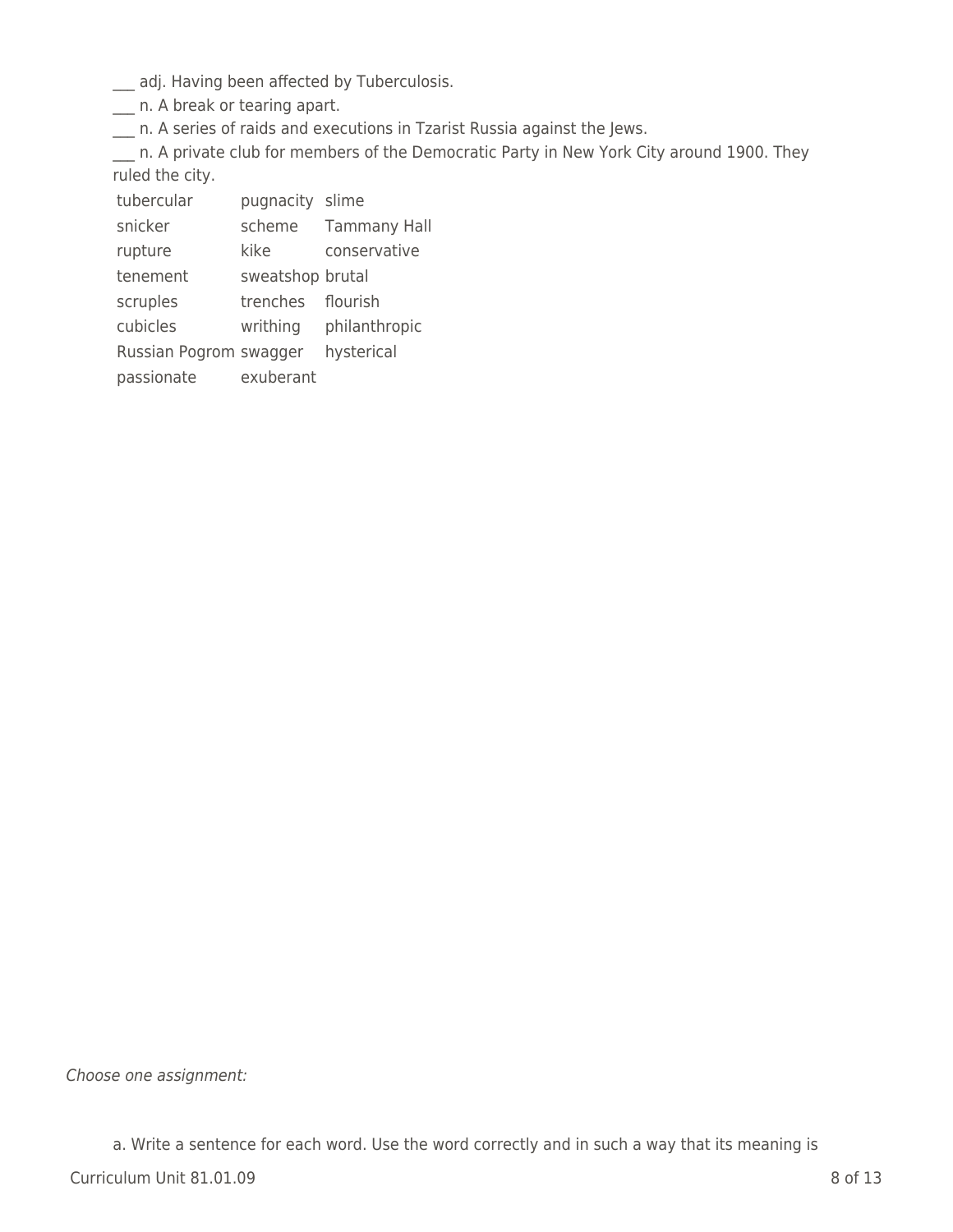___ adj. Having been affected by Tuberculosis.

___ n. A break or tearing apart.

___ n. A series of raids and executions in Tzarist Russia against the Jews.

___ n. A private club for members of the Democratic Party in New York City around 1900. They ruled the city.

| | | |
|---|---|---|
| tubercular | pugnacity | slime |
| snicker | scheme | Tammany Hall |
| rupture | kike | conservative |
| tenement | sweatshop | brutal |
| scruples | trenches | flourish |
| cubicles | writhing | philanthropic |
| Russian Pogrom | swagger | hysterical |
| passionate | exuberant | |

*Choose one assignment:*

a. Write a sentence for each word. Use the word correctly and in such a way that its meaning is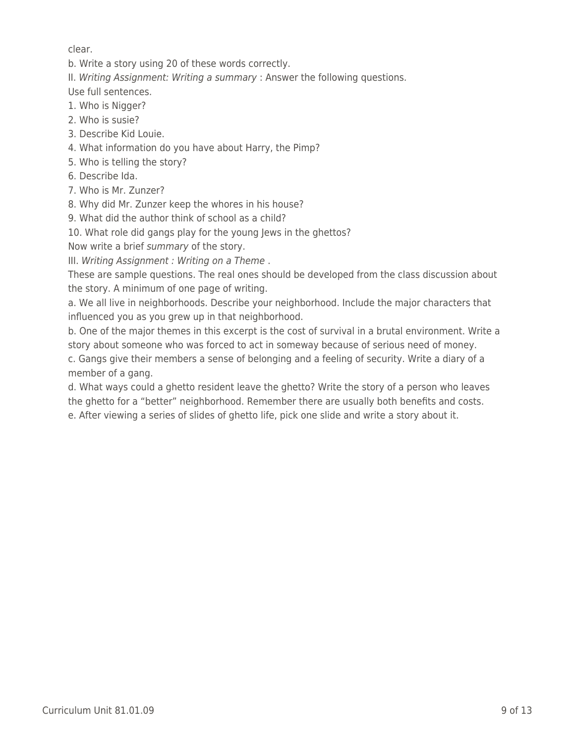clear.

b. Write a story using 20 of these words correctly.

II. *Writing Assignment: Writing a summary* : Answer the following questions. Use full sentences.

1. Who is Nigger?
2. Who is susie?
3. Describe Kid Louie.
4. What information do you have about Harry, the Pimp?
5. Who is telling the story?
6. Describe Ida.
7. Who is Mr. Zunzer?
8. Why did Mr. Zunzer keep the whores in his house?
9. What did the author think of school as a child?
10. What role did gangs play for the young Jews in the ghettos?

Now write a brief *summary* of the story.

III. *Writing Assignment : Writing on a Theme* .

These are sample questions. The real ones should be developed from the class discussion about the story. A minimum of one page of writing.

a. We all live in neighborhoods. Describe your neighborhood. Include the major characters that influenced you as you grew up in that neighborhood.

b. One of the major themes in this excerpt is the cost of survival in a brutal environment. Write a story about someone who was forced to act in someway because of serious need of money.

c. Gangs give their members a sense of belonging and a feeling of security. Write a diary of a member of a gang.

d. What ways could a ghetto resident leave the ghetto? Write the story of a person who leaves the ghetto for a "better" neighborhood. Remember there are usually both benefits and costs.

e. After viewing a series of slides of ghetto life, pick one slide and write a story about it.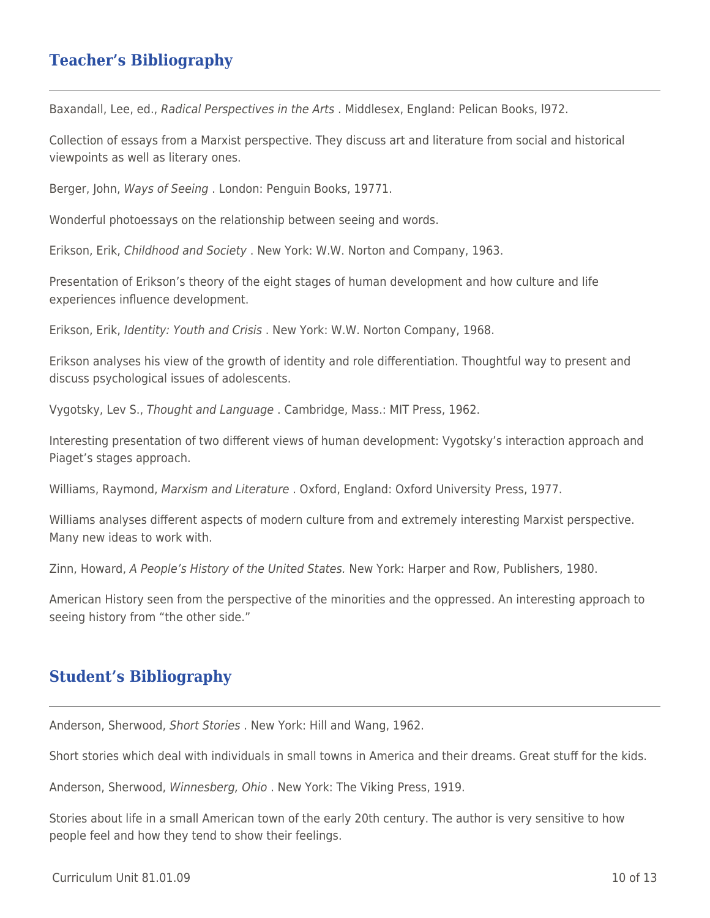## Teacher's Bibliography

Baxandall, Lee, ed., *Radical Perspectives in the Arts* . Middlesex, England: Pelican Books, l972.

Collection of essays from a Marxist perspective. They discuss art and literature from social and historical viewpoints as well as literary ones.

Berger, John, *Ways of Seeing* . London: Penguin Books, 19771.

Wonderful photoessays on the relationship between seeing and words.

Erikson, Erik, *Childhood and Society* . New York: W.W. Norton and Company, 1963.

Presentation of Erikson's theory of the eight stages of human development and how culture and life experiences influence development.

Erikson, Erik, *Identity: Youth and Crisis* . New York: W.W. Norton Company, 1968.

Erikson analyses his view of the growth of identity and role differentiation. Thoughtful way to present and discuss psychological issues of adolescents.

Vygotsky, Lev S., *Thought and Language* . Cambridge, Mass.: MIT Press, 1962.

Interesting presentation of two different views of human development: Vygotsky's interaction approach and Piaget's stages approach.

Williams, Raymond, *Marxism and Literature* . Oxford, England: Oxford University Press, 1977.

Williams analyses different aspects of modern culture from and extremely interesting Marxist perspective. Many new ideas to work with.

Zinn, Howard, *A People's History of the United States.* New York: Harper and Row, Publishers, 1980.

American History seen from the perspective of the minorities and the oppressed. An interesting approach to seeing history from "the other side."

## Student's Bibliography

Anderson, Sherwood, *Short Stories* . New York: Hill and Wang, 1962.

Short stories which deal with individuals in small towns in America and their dreams. Great stuff for the kids.

Anderson, Sherwood, *Winnesberg, Ohio* . New York: The Viking Press, 1919.

Stories about life in a small American town of the early 20th century. The author is very sensitive to how people feel and how they tend to show their feelings.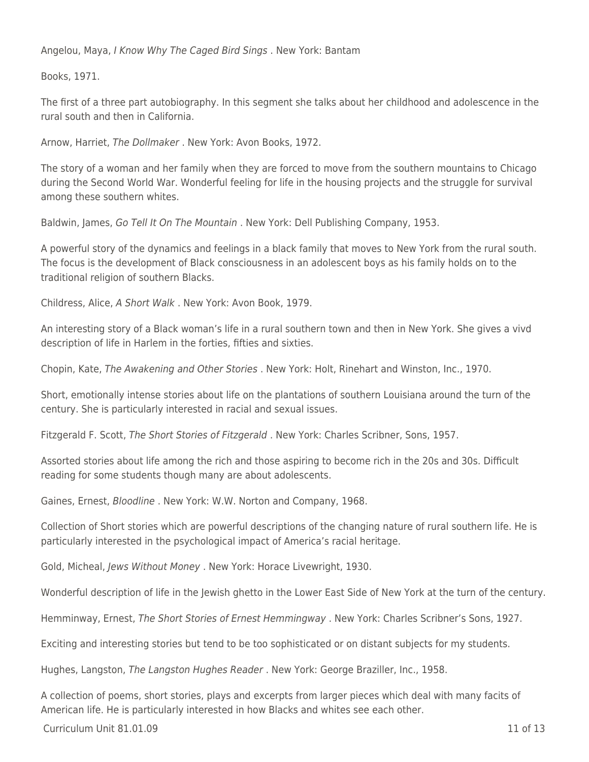Angelou, Maya, *I Know Why The Caged Bird Sings* . New York: Bantam

Books, 1971.

The first of a three part autobiography. In this segment she talks about her childhood and adolescence in the rural south and then in California.

Arnow, Harriet, *The Dollmaker* . New York: Avon Books, 1972.

The story of a woman and her family when they are forced to move from the southern mountains to Chicago during the Second World War. Wonderful feeling for life in the housing projects and the struggle for survival among these southern whites.

Baldwin, James, *Go Tell It On The Mountain* . New York: Dell Publishing Company, 1953.

A powerful story of the dynamics and feelings in a black family that moves to New York from the rural south. The focus is the development of Black consciousness in an adolescent boys as his family holds on to the traditional religion of southern Blacks.

Childress, Alice, *A Short Walk* . New York: Avon Book, 1979.

An interesting story of a Black woman's life in a rural southern town and then in New York. She gives a vivd description of life in Harlem in the forties, fifties and sixties.

Chopin, Kate, *The Awakening and Other Stories* . New York: Holt, Rinehart and Winston, Inc., 1970.

Short, emotionally intense stories about life on the plantations of southern Louisiana around the turn of the century. She is particularly interested in racial and sexual issues.

Fitzgerald F. Scott, *The Short Stories of Fitzgerald* . New York: Charles Scribner, Sons, 1957.

Assorted stories about life among the rich and those aspiring to become rich in the 20s and 30s. Difficult reading for some students though many are about adolescents.

Gaines, Ernest, *Bloodline* . New York: W.W. Norton and Company, 1968.

Collection of Short stories which are powerful descriptions of the changing nature of rural southern life. He is particularly interested in the psychological impact of America's racial heritage.

Gold, Micheal, *Jews Without Money* . New York: Horace Livewright, 1930.

Wonderful description of life in the Jewish ghetto in the Lower East Side of New York at the turn of the century.

Hemminway, Ernest, *The Short Stories of Ernest Hemmingway* . New York: Charles Scribner's Sons, 1927.

Exciting and interesting stories but tend to be too sophisticated or on distant subjects for my students.

Hughes, Langston, *The Langston Hughes Reader* . New York: George Braziller, Inc., 1958.

A collection of poems, short stories, plays and excerpts from larger pieces which deal with many facits of American life. He is particularly interested in how Blacks and whites see each other.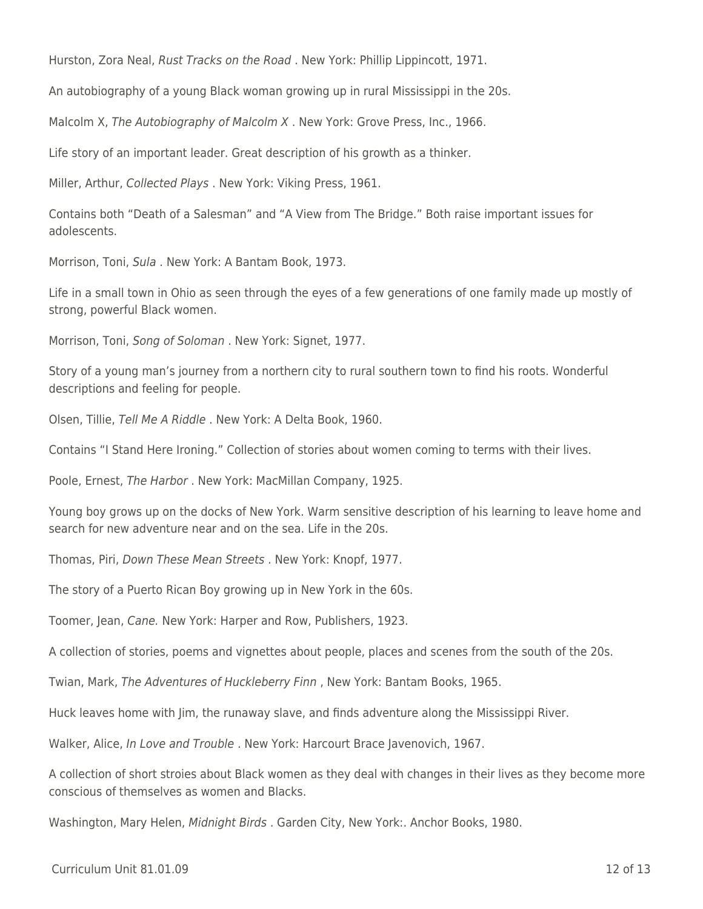Hurston, Zora Neal, *Rust Tracks on the Road* . New York: Phillip Lippincott, 1971.

An autobiography of a young Black woman growing up in rural Mississippi in the 20s.

Malcolm X, *The Autobiography of Malcolm X* . New York: Grove Press, Inc., 1966.

Life story of an important leader. Great description of his growth as a thinker.

Miller, Arthur, *Collected Plays* . New York: Viking Press, 1961.

Contains both "Death of a Salesman" and "A View from The Bridge." Both raise important issues for adolescents.

Morrison, Toni, *Sula* . New York: A Bantam Book, 1973.

Life in a small town in Ohio as seen through the eyes of a few generations of one family made up mostly of strong, powerful Black women.

Morrison, Toni, *Song of Soloman* . New York: Signet, 1977.

Story of a young man's journey from a northern city to rural southern town to find his roots. Wonderful descriptions and feeling for people.

Olsen, Tillie, *Tell Me A Riddle* . New York: A Delta Book, 1960.

Contains "I Stand Here Ironing." Collection of stories about women coming to terms with their lives.

Poole, Ernest, *The Harbor* . New York: MacMillan Company, 1925.

Young boy grows up on the docks of New York. Warm sensitive description of his learning to leave home and search for new adventure near and on the sea. Life in the 20s.

Thomas, Piri, *Down These Mean Streets* . New York: Knopf, 1977.

The story of a Puerto Rican Boy growing up in New York in the 60s.

Toomer, Jean, *Cane.* New York: Harper and Row, Publishers, 1923.

A collection of stories, poems and vignettes about people, places and scenes from the south of the 20s.

Twian, Mark, *The Adventures of Huckleberry Finn* , New York: Bantam Books, 1965.

Huck leaves home with Jim, the runaway slave, and finds adventure along the Mississippi River.

Walker, Alice, *In Love and Trouble* . New York: Harcourt Brace Javenovich, 1967.

A collection of short stroies about Black women as they deal with changes in their lives as they become more conscious of themselves as women and Blacks.

Washington, Mary Helen, *Midnight Birds* . Garden City, New York:. Anchor Books, 1980.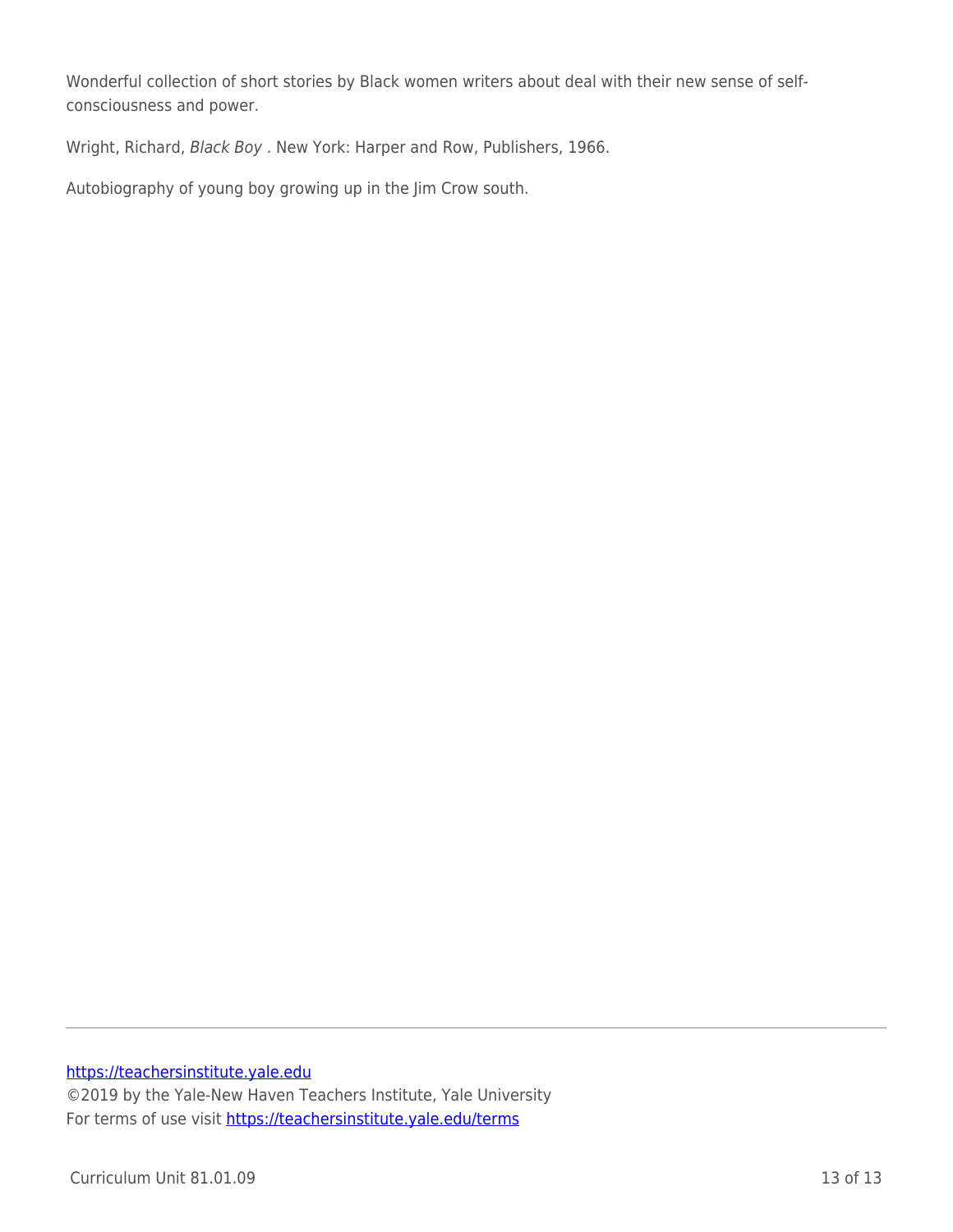Wonderful collection of short stories by Black women writers about deal with their new sense of self-consciousness and power.

Wright, Richard, *Black Boy* . New York: Harper and Row, Publishers, 1966.

Autobiography of young boy growing up in the Jim Crow south.

https://teachersinstitute.yale.edu
©2019 by the Yale-New Haven Teachers Institute, Yale University
For terms of use visit https://teachersinstitute.yale.edu/terms